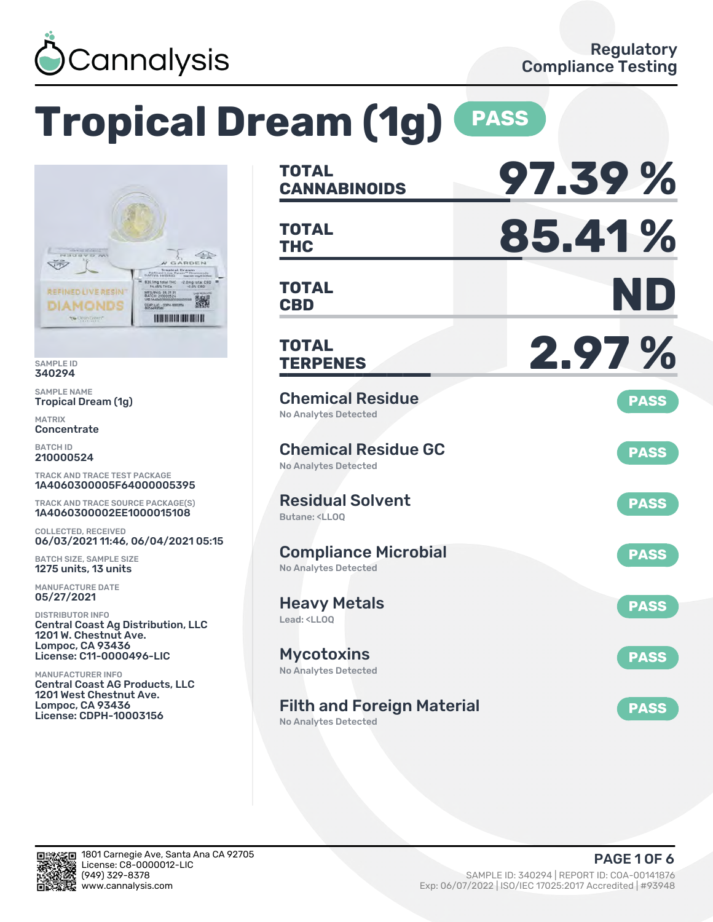Cannalysis

Regulatory Compliance Testing

# Tropical Dream (1g) PASS

SAMPLE ID
340294

SAMPLE NAME
Tropical Dream (1g)

MATRIX
Concentrate

BATCH ID
210000524

TRACK AND TRACE TEST PACKAGE
1A4060300005F64000005395

TRACK AND TRACE SOURCE PACKAGE(S)
1A4060300002EE1000015108

COLLECTED, RECEIVED
06/03/2021 11:46, 06/04/2021 05:15

BATCH SIZE, SAMPLE SIZE
1275 units, 13 units

MANUFACTURE DATE
05/27/2021

DISTRIBUTOR INFO
Central Coast Ag Distribution, LLC
1201 W. Chestnut Ave.
Lompoc, CA 93436
License: C11-0000496-LIC

MANUFACTURER INFO
Central Coast AG Products, LLC
1201 West Chestnut Ave.
Lompoc, CA 93436
License: CDPH-10003156

| | |
|---|---|
| **TOTAL CANNABINOIDS** | **97.39 %** |
| **TOTAL THC** | **85.41 %** |
| **TOTAL CBD** | **ND** |
| **TOTAL TERPENES** | **2.97 %** |

| Test | Result | Status |
|---|---|---|
| Chemical Residue | No Analytes Detected | PASS |
| Chemical Residue GC | No Analytes Detected | PASS |
| Residual Solvent | Butane: <LLOQ | PASS |
| Compliance Microbial | No Analytes Detected | PASS |
| Heavy Metals | Lead: <LLOQ | PASS |
| Mycotoxins | No Analytes Detected | PASS |
| Filth and Foreign Material | No Analytes Detected | PASS |

1801 Carnegie Ave, Santa Ana CA 92705
License: C8-0000012-LIC
(949) 329-8378
www.cannalysis.com

SAMPLE ID: 340294 | REPORT ID: COA-00141876
Exp: 06/07/2022 | ISO/IEC 17025:2017 Accredited | #93948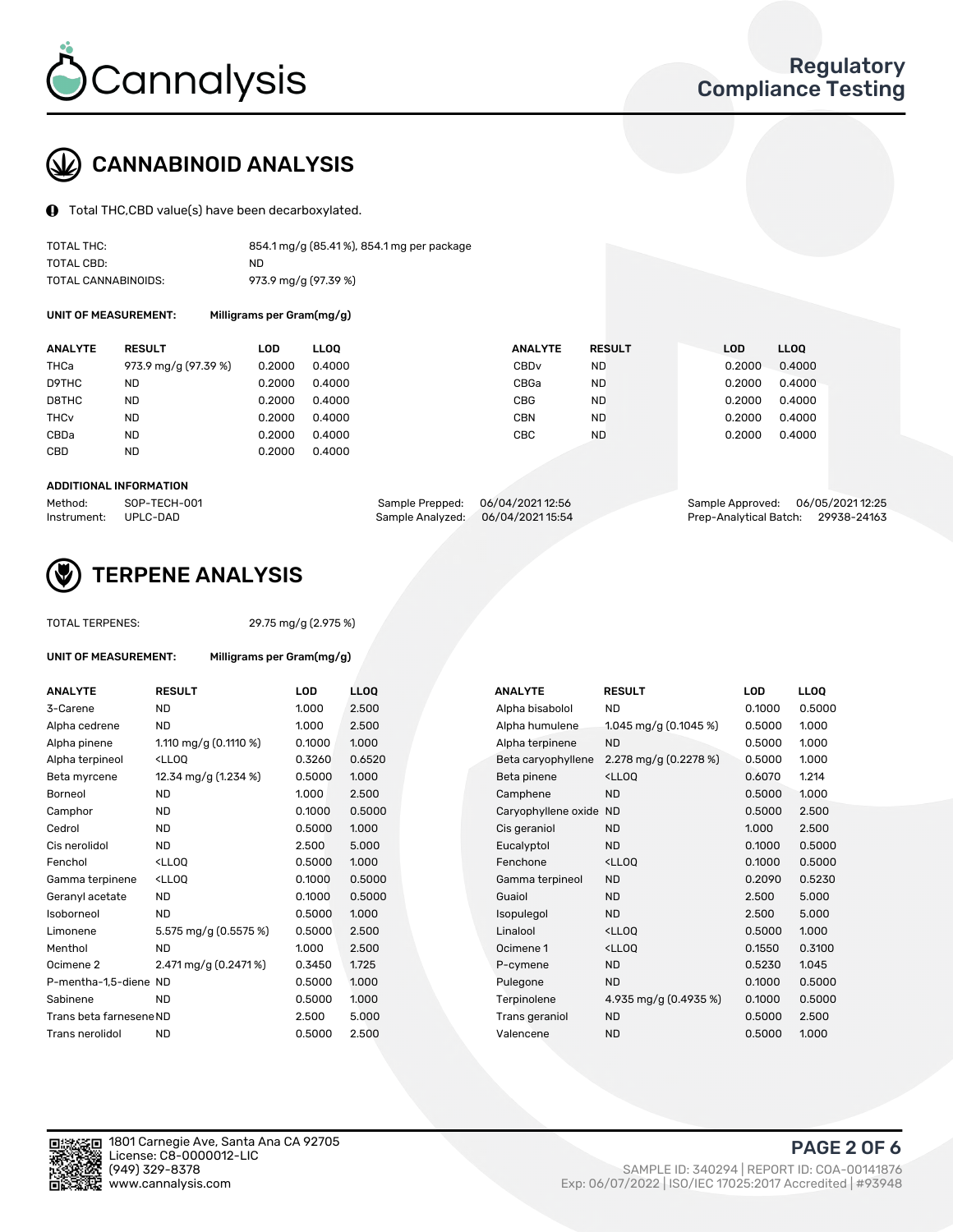# Cannalysis

Regulatory Compliance Testing

## CANNABINOID ANALYSIS

Total THC,CBD value(s) have been decarboxylated.

| | |
|---|---|
| TOTAL THC: | 854.1 mg/g (85.41 %), 854.1 mg per package |
| TOTAL CBD: | ND |
| TOTAL CANNABINOIDS: | 973.9 mg/g (97.39 %) |

**UNIT OF MEASUREMENT:** Milligrams per Gram(mg/g)

| ANALYTE | RESULT | LOD | LLOQ | ANALYTE | RESULT | LOD | LLOQ |
|---|---|---|---|---|---|---|---|
| THCa | 973.9 mg/g (97.39 %) | 0.2000 | 0.4000 | CBDv | ND | 0.2000 | 0.4000 |
| D9THC | ND | 0.2000 | 0.4000 | CBGa | ND | 0.2000 | 0.4000 |
| D8THC | ND | 0.2000 | 0.4000 | CBG | ND | 0.2000 | 0.4000 |
| THCv | ND | 0.2000 | 0.4000 | CBN | ND | 0.2000 | 0.4000 |
| CBDa | ND | 0.2000 | 0.4000 | CBC | ND | 0.2000 | 0.4000 |
| CBD | ND | 0.2000 | 0.4000 | | | | |

### ADDITIONAL INFORMATION

| | | | | | |
|---|---|---|---|---|---|
| Method: | SOP-TECH-001 | Sample Prepped: | 06/04/2021 12:56 | Sample Approved: | 06/05/2021 12:25 |
| Instrument: | UPLC-DAD | Sample Analyzed: | 06/04/2021 15:54 | Prep-Analytical Batch: | 29938-24163 |

## TERPENE ANALYSIS

**TOTAL TERPENES:** 29.75 mg/g (2.975 %)

**UNIT OF MEASUREMENT:** Milligrams per Gram(mg/g)

| ANALYTE | RESULT | LOD | LLOQ | ANALYTE | RESULT | LOD | LLOQ |
|---|---|---|---|---|---|---|---|
| 3-Carene | ND | 1.000 | 2.500 | Alpha bisabolol | ND | 0.1000 | 0.5000 |
| Alpha cedrene | ND | 1.000 | 2.500 | Alpha humulene | 1.045 mg/g (0.1045 %) | 0.5000 | 1.000 |
| Alpha pinene | 1.110 mg/g (0.1110 %) | 0.1000 | 1.000 | Alpha terpinene | ND | 0.5000 | 1.000 |
| Alpha terpineol | <LLOQ | 0.3260 | 0.6520 | Beta caryophyllene | 2.278 mg/g (0.2278 %) | 0.5000 | 1.000 |
| Beta myrcene | 12.34 mg/g (1.234 %) | 0.5000 | 1.000 | Beta pinene | <LLOQ | 0.6070 | 1.214 |
| Borneol | ND | 1.000 | 2.500 | Camphene | ND | 0.5000 | 1.000 |
| Camphor | ND | 0.1000 | 0.5000 | Caryophyllene oxide | ND | 0.5000 | 2.500 |
| Cedrol | ND | 0.5000 | 1.000 | Cis geraniol | ND | 1.000 | 2.500 |
| Cis nerolidol | ND | 2.500 | 5.000 | Eucalyptol | ND | 0.1000 | 0.5000 |
| Fenchol | <LLOQ | 0.5000 | 1.000 | Fenchone | <LLOQ | 0.1000 | 0.5000 |
| Gamma terpinene | <LLOQ | 0.1000 | 0.5000 | Gamma terpineol | ND | 0.2090 | 0.5230 |
| Geranyl acetate | ND | 0.1000 | 0.5000 | Guaiol | ND | 2.500 | 5.000 |
| Isoborneol | ND | 0.5000 | 1.000 | Isopulegol | ND | 2.500 | 5.000 |
| Limonene | 5.575 mg/g (0.5575 %) | 0.5000 | 2.500 | Linalool | <LLOQ | 0.5000 | 1.000 |
| Menthol | ND | 1.000 | 2.500 | Ocimene 1 | <LLOQ | 0.1550 | 0.3100 |
| Ocimene 2 | 2.471 mg/g (0.2471 %) | 0.3450 | 1.725 | P-cymene | ND | 0.5230 | 1.045 |
| P-mentha-1,5-diene | ND | 0.5000 | 1.000 | Pulegone | ND | 0.1000 | 0.5000 |
| Sabinene | ND | 0.5000 | 1.000 | Terpinolene | 4.935 mg/g (0.4935 %) | 0.1000 | 0.5000 |
| Trans beta farnesene | ND | 2.500 | 5.000 | Trans geraniol | ND | 0.5000 | 2.500 |
| Trans nerolidol | ND | 0.5000 | 2.500 | Valencene | ND | 0.5000 | 1.000 |

1801 Carnegie Ave, Santa Ana CA 92705
License: C8-0000012-LIC
(949) 329-8378
www.cannalysis.com

SAMPLE ID: 340294 | REPORT ID: COA-00141876
Exp: 06/07/2022 | ISO/IEC 17025:2017 Accredited | #93948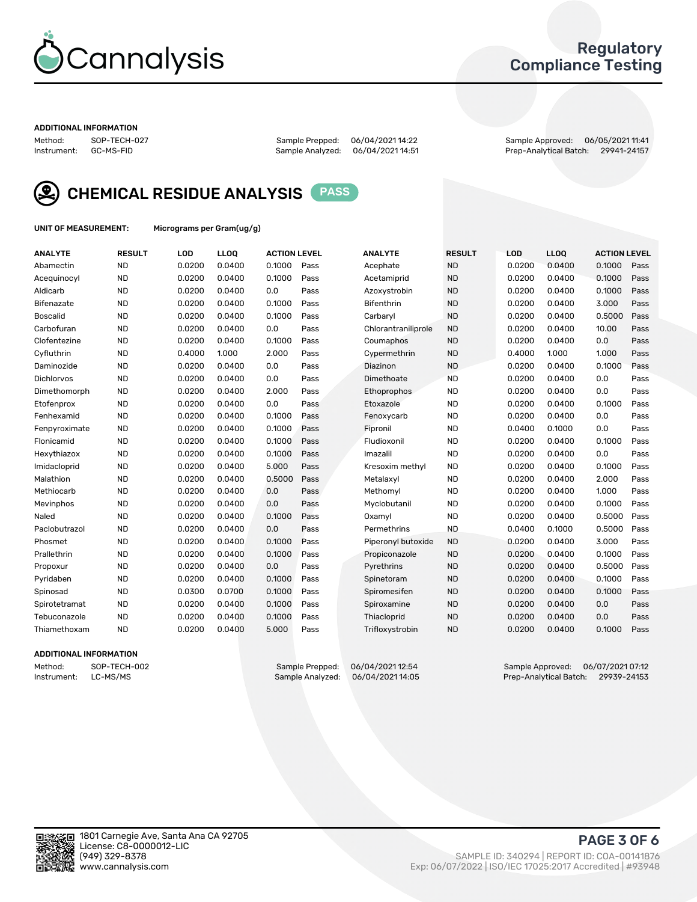# Cannalysis

## Regulatory Compliance Testing

**ADDITIONAL INFORMATION**

Method: SOP-TECH-027 | Sample Prepped: 06/04/2021 14:22 | Sample Approved: 06/05/2021 11:41
Instrument: GC-MS-FID | Sample Analyzed: 06/04/2021 14:51 | Prep-Analytical Batch: 29941-24157

## CHEMICAL RESIDUE ANALYSIS PASS

**UNIT OF MEASUREMENT:** Micrograms per Gram(ug/g)

| ANALYTE | RESULT | LOD | LLOQ | ACTION LEVEL | | ANALYTE | RESULT | LOD | LLOQ | ACTION LEVEL | |
|---|---|---|---|---|---|---|---|---|---|---|---|
| Abamectin | ND | 0.0200 | 0.0400 | 0.1000 | Pass | Acephate | ND | 0.0200 | 0.0400 | 0.1000 | Pass |
| Acequinocyl | ND | 0.0200 | 0.0400 | 0.1000 | Pass | Acetamiprid | ND | 0.0200 | 0.0400 | 0.1000 | Pass |
| Aldicarb | ND | 0.0200 | 0.0400 | 0.0 | Pass | Azoxystrobin | ND | 0.0200 | 0.0400 | 0.1000 | Pass |
| Bifenazate | ND | 0.0200 | 0.0400 | 0.1000 | Pass | Bifenthrin | ND | 0.0200 | 0.0400 | 3.000 | Pass |
| Boscalid | ND | 0.0200 | 0.0400 | 0.1000 | Pass | Carbaryl | ND | 0.0200 | 0.0400 | 0.5000 | Pass |
| Carbofuran | ND | 0.0200 | 0.0400 | 0.0 | Pass | Chlorantraniliprole | ND | 0.0200 | 0.0400 | 10.00 | Pass |
| Clofentezine | ND | 0.0200 | 0.0400 | 0.1000 | Pass | Coumaphos | ND | 0.0200 | 0.0400 | 0.0 | Pass |
| Cyfluthrin | ND | 0.4000 | 1.000 | 2.000 | Pass | Cypermethrin | ND | 0.4000 | 1.000 | 1.000 | Pass |
| Daminozide | ND | 0.0200 | 0.0400 | 0.0 | Pass | Diazinon | ND | 0.0200 | 0.0400 | 0.1000 | Pass |
| Dichlorvos | ND | 0.0200 | 0.0400 | 0.0 | Pass | Dimethoate | ND | 0.0200 | 0.0400 | 0.0 | Pass |
| Dimethomorph | ND | 0.0200 | 0.0400 | 2.000 | Pass | Ethoprophos | ND | 0.0200 | 0.0400 | 0.0 | Pass |
| Etofenprox | ND | 0.0200 | 0.0400 | 0.0 | Pass | Etoxazole | ND | 0.0200 | 0.0400 | 0.1000 | Pass |
| Fenhexamid | ND | 0.0200 | 0.0400 | 0.1000 | Pass | Fenoxycarb | ND | 0.0200 | 0.0400 | 0.0 | Pass |
| Fenpyroximate | ND | 0.0200 | 0.0400 | 0.1000 | Pass | Fipronil | ND | 0.0400 | 0.1000 | 0.0 | Pass |
| Flonicamid | ND | 0.0200 | 0.0400 | 0.1000 | Pass | Fludioxonil | ND | 0.0200 | 0.0400 | 0.1000 | Pass |
| Hexythiazox | ND | 0.0200 | 0.0400 | 0.1000 | Pass | Imazalil | ND | 0.0200 | 0.0400 | 0.0 | Pass |
| Imidacloprid | ND | 0.0200 | 0.0400 | 5.000 | Pass | Kresoxim methyl | ND | 0.0200 | 0.0400 | 0.1000 | Pass |
| Malathion | ND | 0.0200 | 0.0400 | 0.5000 | Pass | Metalaxyl | ND | 0.0200 | 0.0400 | 2.000 | Pass |
| Methiocarb | ND | 0.0200 | 0.0400 | 0.0 | Pass | Methomyl | ND | 0.0200 | 0.0400 | 1.000 | Pass |
| Mevinphos | ND | 0.0200 | 0.0400 | 0.0 | Pass | Myclobutanil | ND | 0.0200 | 0.0400 | 0.1000 | Pass |
| Naled | ND | 0.0200 | 0.0400 | 0.1000 | Pass | Oxamyl | ND | 0.0200 | 0.0400 | 0.5000 | Pass |
| Paclobutrazol | ND | 0.0200 | 0.0400 | 0.0 | Pass | Permethrins | ND | 0.0400 | 0.1000 | 0.5000 | Pass |
| Phosmet | ND | 0.0200 | 0.0400 | 0.1000 | Pass | Piperonyl butoxide | ND | 0.0200 | 0.0400 | 3.000 | Pass |
| Prallethrin | ND | 0.0200 | 0.0400 | 0.1000 | Pass | Propiconazole | ND | 0.0200 | 0.0400 | 0.1000 | Pass |
| Propoxur | ND | 0.0200 | 0.0400 | 0.0 | Pass | Pyrethrins | ND | 0.0200 | 0.0400 | 0.5000 | Pass |
| Pyridaben | ND | 0.0200 | 0.0400 | 0.1000 | Pass | Spinetoram | ND | 0.0200 | 0.0400 | 0.1000 | Pass |
| Spinosad | ND | 0.0300 | 0.0700 | 0.1000 | Pass | Spiromesifen | ND | 0.0200 | 0.0400 | 0.1000 | Pass |
| Spirotetramat | ND | 0.0200 | 0.0400 | 0.1000 | Pass | Spiroxamine | ND | 0.0200 | 0.0400 | 0.0 | Pass |
| Tebuconazole | ND | 0.0200 | 0.0400 | 0.1000 | Pass | Thiacloprid | ND | 0.0200 | 0.0400 | 0.0 | Pass |
| Thiamethoxam | ND | 0.0200 | 0.0400 | 5.000 | Pass | Trifloxystrobin | ND | 0.0200 | 0.0400 | 0.1000 | Pass |

**ADDITIONAL INFORMATION**

Method: SOP-TECH-002 | Sample Prepped: 06/04/2021 12:54 | Sample Approved: 06/07/2021 07:12
Instrument: LC-MS/MS | Sample Analyzed: 06/04/2021 14:05 | Prep-Analytical Batch: 29939-24153

1801 Carnegie Ave, Santa Ana CA 92705
License: C8-0000012-LIC
(949) 329-8378
www.cannalysis.com

SAMPLE ID: 340294 | REPORT ID: COA-00141876
Exp: 06/07/2022 | ISO/IEC 17025:2017 Accredited | #93948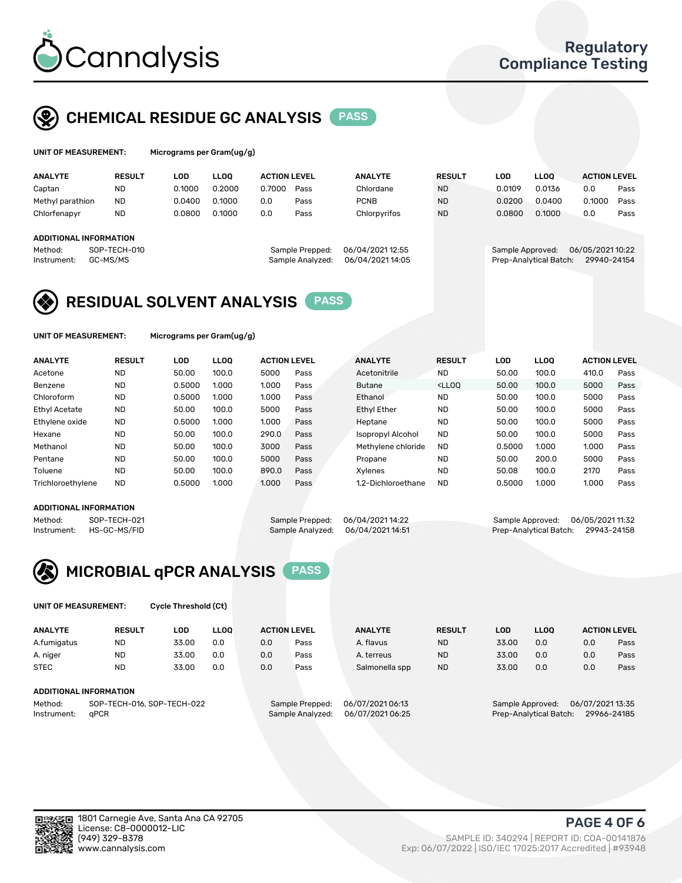# Cannalysis

Regulatory Compliance Testing

## CHEMICAL RESIDUE GC ANALYSIS PASS

**UNIT OF MEASUREMENT:** Micrograms per Gram(ug/g)

| ANALYTE | RESULT | LOD | LLOQ | ACTION LEVEL | | ANALYTE | RESULT | LOD | LLOQ | ACTION LEVEL | |
|---|---|---|---|---|---|---|---|---|---|---|---|
| Captan | ND | 0.1000 | 0.2000 | 0.7000 | Pass | Chlordane | ND | 0.0109 | 0.0136 | 0.0 | Pass |
| Methyl parathion | ND | 0.0400 | 0.1000 | 0.0 | Pass | PCNB | ND | 0.0200 | 0.0400 | 0.1000 | Pass |
| Chlorfenapyr | ND | 0.0800 | 0.1000 | 0.0 | Pass | Chlorpyrifos | ND | 0.0800 | 0.1000 | 0.0 | Pass |

**ADDITIONAL INFORMATION**

Method: SOP-TECH-010
Instrument: GC-MS/MS

Sample Prepped: 06/04/2021 12:55
Sample Analyzed: 06/04/2021 14:05

Sample Approved: 06/05/2021 10:22
Prep-Analytical Batch: 29940-24154

## RESIDUAL SOLVENT ANALYSIS PASS

**UNIT OF MEASUREMENT:** Micrograms per Gram(ug/g)

| ANALYTE | RESULT | LOD | LLOQ | ACTION LEVEL | | ANALYTE | RESULT | LOD | LLOQ | ACTION LEVEL | |
|---|---|---|---|---|---|---|---|---|---|---|---|
| Acetone | ND | 50.00 | 100.0 | 5000 | Pass | Acetonitrile | ND | 50.00 | 100.0 | 410.0 | Pass |
| Benzene | ND | 0.5000 | 1.000 | 1.000 | Pass | Butane | <LLOQ | 50.00 | 100.0 | 5000 | Pass |
| Chloroform | ND | 0.5000 | 1.000 | 1.000 | Pass | Ethanol | ND | 50.00 | 100.0 | 5000 | Pass |
| Ethyl Acetate | ND | 50.00 | 100.0 | 5000 | Pass | Ethyl Ether | ND | 50.00 | 100.0 | 5000 | Pass |
| Ethylene oxide | ND | 0.5000 | 1.000 | 1.000 | Pass | Heptane | ND | 50.00 | 100.0 | 5000 | Pass |
| Hexane | ND | 50.00 | 100.0 | 290.0 | Pass | Isopropyl Alcohol | ND | 50.00 | 100.0 | 5000 | Pass |
| Methanol | ND | 50.00 | 100.0 | 3000 | Pass | Methylene chloride | ND | 0.5000 | 1.000 | 1.000 | Pass |
| Pentane | ND | 50.00 | 100.0 | 5000 | Pass | Propane | ND | 50.00 | 200.0 | 5000 | Pass |
| Toluene | ND | 50.00 | 100.0 | 890.0 | Pass | Xylenes | ND | 50.08 | 100.0 | 2170 | Pass |
| Trichloroethylene | ND | 0.5000 | 1.000 | 1.000 | Pass | 1,2-Dichloroethane | ND | 0.5000 | 1.000 | 1.000 | Pass |

**ADDITIONAL INFORMATION**

Method: SOP-TECH-021
Instrument: HS-GC-MS/FID

Sample Prepped: 06/04/2021 14:22
Sample Analyzed: 06/04/2021 14:51

Sample Approved: 06/05/2021 11:32
Prep-Analytical Batch: 29943-24158

## MICROBIAL qPCR ANALYSIS PASS

**UNIT OF MEASUREMENT:** Cycle Threshold (Ct)

| ANALYTE | RESULT | LOD | LLOQ | ACTION LEVEL | | ANALYTE | RESULT | LOD | LLOQ | ACTION LEVEL | |
|---|---|---|---|---|---|---|---|---|---|---|---|
| A.fumigatus | ND | 33.00 | 0.0 | 0.0 | Pass | A. flavus | ND | 33.00 | 0.0 | 0.0 | Pass |
| A. niger | ND | 33.00 | 0.0 | 0.0 | Pass | A. terreus | ND | 33.00 | 0.0 | 0.0 | Pass |
| STEC | ND | 33.00 | 0.0 | 0.0 | Pass | Salmonella spp | ND | 33.00 | 0.0 | 0.0 | Pass |

**ADDITIONAL INFORMATION**

Method: SOP-TECH-016, SOP-TECH-022
Instrument: qPCR

Sample Prepped: 06/07/2021 06:13
Sample Analyzed: 06/07/2021 06:25

Sample Approved: 06/07/2021 13:35
Prep-Analytical Batch: 29966-24185

1801 Carnegie Ave, Santa Ana CA 92705
License: C8-0000012-LIC
(949) 329-8378
www.cannalysis.com

SAMPLE ID: 340294 | REPORT ID: COA-00141876
Exp: 06/07/2022 | ISO/IEC 17025:2017 Accredited | #93948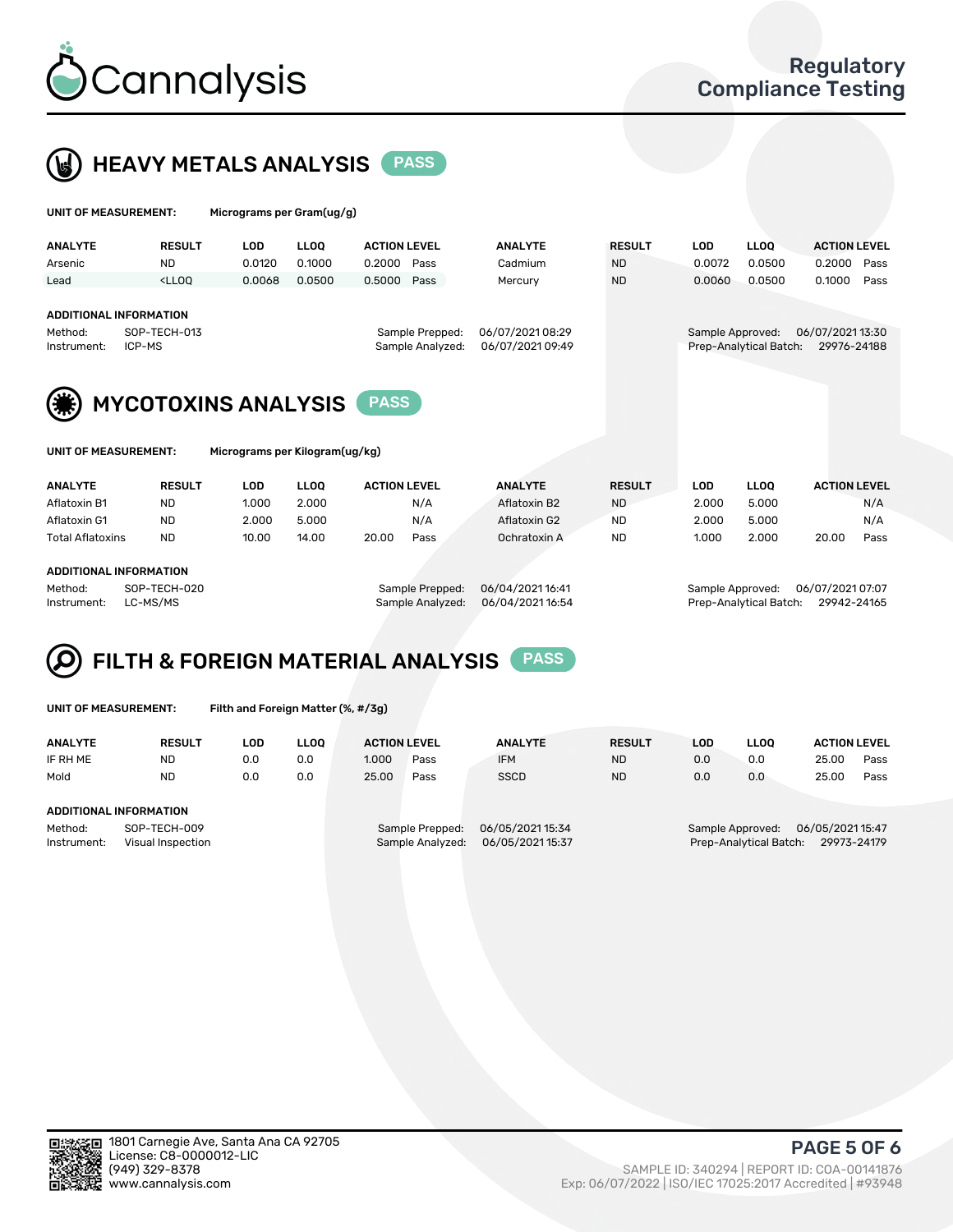# Cannalysis

## Regulatory Compliance Testing

## HEAVY METALS ANALYSIS PASS

**UNIT OF MEASUREMENT:** Micrograms per Gram(ug/g)

| ANALYTE | RESULT | LOD | LLOQ | ACTION LEVEL | | ANALYTE | RESULT | LOD | LLOQ | ACTION LEVEL | |
|---|---|---|---|---|---|---|---|---|---|---|---|
| Arsenic | ND | 0.0120 | 0.1000 | 0.2000 | Pass | Cadmium | ND | 0.0072 | 0.0500 | 0.2000 | Pass |
| Lead | <LLOQ | 0.0068 | 0.0500 | 0.5000 | Pass | Mercury | ND | 0.0060 | 0.0500 | 0.1000 | Pass |

**ADDITIONAL INFORMATION**

Method: SOP-TECH-013
Instrument: ICP-MS
Sample Prepped: 06/07/2021 08:29
Sample Analyzed: 06/07/2021 09:49
Sample Approved: 06/07/2021 13:30
Prep-Analytical Batch: 29976-24188

## MYCOTOXINS ANALYSIS PASS

**UNIT OF MEASUREMENT:** Micrograms per Kilogram(ug/kg)

| ANALYTE | RESULT | LOD | LLOQ | ACTION LEVEL | | ANALYTE | RESULT | LOD | LLOQ | ACTION LEVEL | |
|---|---|---|---|---|---|---|---|---|---|---|---|
| Aflatoxin B1 | ND | 1.000 | 2.000 | | N/A | Aflatoxin B2 | ND | 2.000 | 5.000 | | N/A |
| Aflatoxin G1 | ND | 2.000 | 5.000 | | N/A | Aflatoxin G2 | ND | 2.000 | 5.000 | | N/A |
| Total Aflatoxins | ND | 10.00 | 14.00 | 20.00 | Pass | Ochratoxin A | ND | 1.000 | 2.000 | 20.00 | Pass |

**ADDITIONAL INFORMATION**

Method: SOP-TECH-020
Instrument: LC-MS/MS
Sample Prepped: 06/04/2021 16:41
Sample Analyzed: 06/04/2021 16:54
Sample Approved: 06/07/2021 07:07
Prep-Analytical Batch: 29942-24165

## FILTH & FOREIGN MATERIAL ANALYSIS PASS

**UNIT OF MEASUREMENT:** Filth and Foreign Matter (%, #/3g)

| ANALYTE | RESULT | LOD | LLOQ | ACTION LEVEL | | ANALYTE | RESULT | LOD | LLOQ | ACTION LEVEL | |
|---|---|---|---|---|---|---|---|---|---|---|---|
| IF RH ME | ND | 0.0 | 0.0 | 1.000 | Pass | IFM | ND | 0.0 | 0.0 | 25.00 | Pass |
| Mold | ND | 0.0 | 0.0 | 25.00 | Pass | SSCD | ND | 0.0 | 0.0 | 25.00 | Pass |

**ADDITIONAL INFORMATION**

Method: SOP-TECH-009
Instrument: Visual Inspection
Sample Prepped: 06/05/2021 15:34
Sample Analyzed: 06/05/2021 15:37
Sample Approved: 06/05/2021 15:47
Prep-Analytical Batch: 29973-24179

1801 Carnegie Ave, Santa Ana CA 92705
License: C8-0000012-LIC
(949) 329-8378
www.cannalysis.com

SAMPLE ID: 340294 | REPORT ID: COA-00141876
Exp: 06/07/2022 | ISO/IEC 17025:2017 Accredited | #93948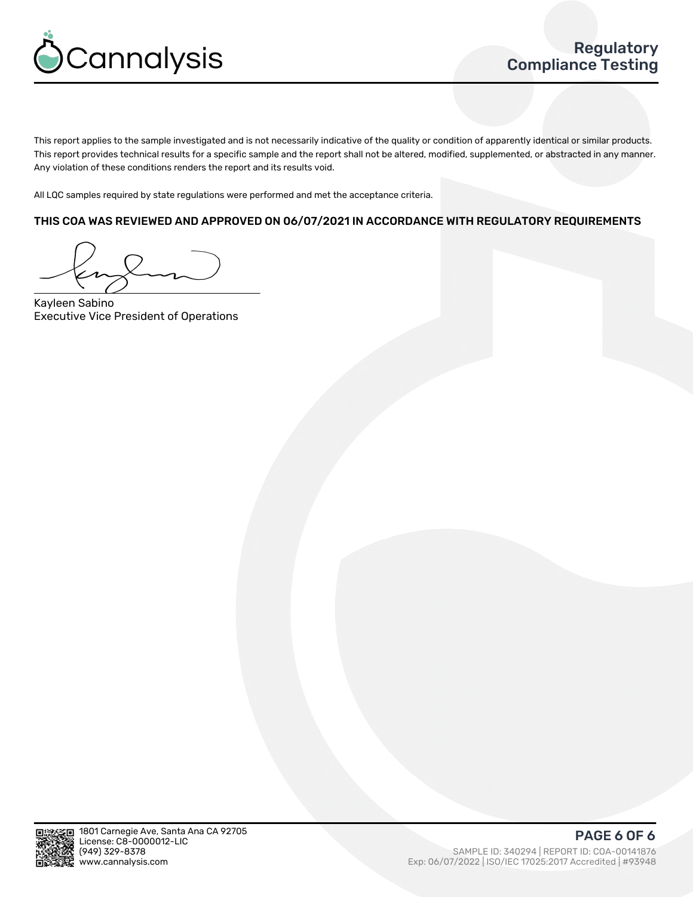This report applies to the sample investigated and is not necessarily indicative of the quality or condition of apparently identical or similar products. This report provides technical results for a specific sample and the report shall not be altered, modified, supplemented, or abstracted in any manner. Any violation of these conditions renders the report and its results void.

All LQC samples required by state regulations were performed and met the acceptance criteria.

**THIS COA WAS REVIEWED AND APPROVED ON 06/07/2021 IN ACCORDANCE WITH REGULATORY REQUIREMENTS**

Kayleen Sabino
Executive Vice President of Operations